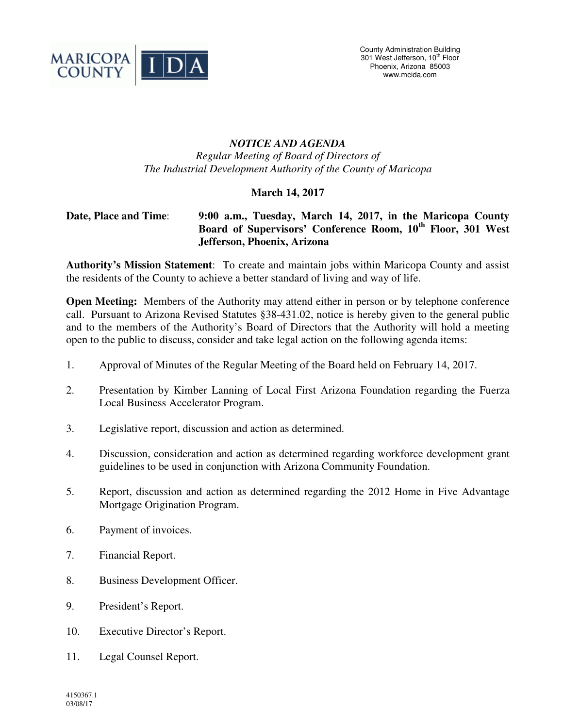MARICOPA COUNTY | IDA

County Administration Building
301 West Jefferson, 10th Floor
Phoenix, Arizona 85003
www.mcida.com

# *NOTICE AND AGENDA*

*Regular Meeting of Board of Directors of*
*The Industrial Development Authority of the County of Maricopa*

**March 14, 2017**

**Date, Place and Time**: **9:00 a.m., Tuesday, March 14, 2017, in the Maricopa County Board of Supervisors' Conference Room, 10th Floor, 301 West Jefferson, Phoenix, Arizona**

**Authority's Mission Statement**: To create and maintain jobs within Maricopa County and assist the residents of the County to achieve a better standard of living and way of life.

**Open Meeting:** Members of the Authority may attend either in person or by telephone conference call. Pursuant to Arizona Revised Statutes §38-431.02, notice is hereby given to the general public and to the members of the Authority's Board of Directors that the Authority will hold a meeting open to the public to discuss, consider and take legal action on the following agenda items:

1. Approval of Minutes of the Regular Meeting of the Board held on February 14, 2017.
2. Presentation by Kimber Lanning of Local First Arizona Foundation regarding the Fuerza Local Business Accelerator Program.
3. Legislative report, discussion and action as determined.
4. Discussion, consideration and action as determined regarding workforce development grant guidelines to be used in conjunction with Arizona Community Foundation.
5. Report, discussion and action as determined regarding the 2012 Home in Five Advantage Mortgage Origination Program.
6. Payment of invoices.
7. Financial Report.
8. Business Development Officer.
9. President's Report.
10. Executive Director's Report.
11. Legal Counsel Report.

4150367.1
03/08/17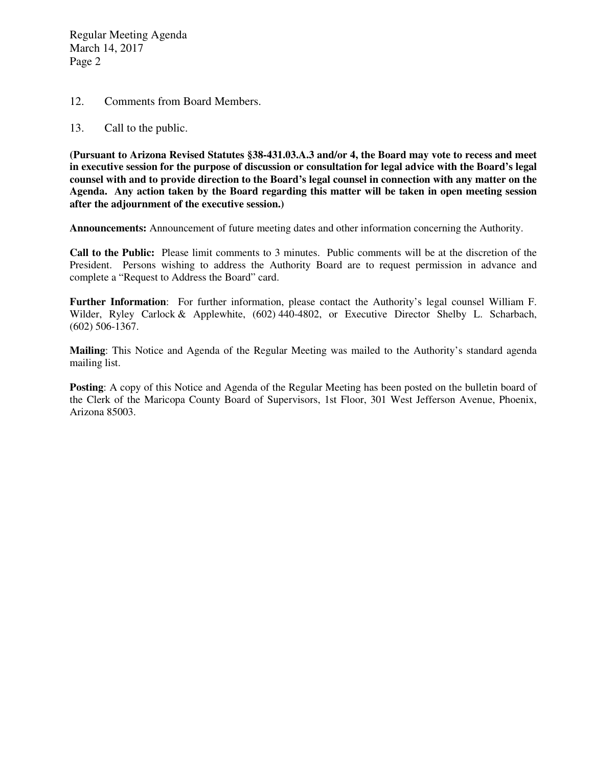12. Comments from Board Members.

13. Call to the public.

**(Pursuant to Arizona Revised Statutes §38-431.03.A.3 and/or 4, the Board may vote to recess and meet in executive session for the purpose of discussion or consultation for legal advice with the Board's legal counsel with and to provide direction to the Board's legal counsel in connection with any matter on the Agenda. Any action taken by the Board regarding this matter will be taken in open meeting session after the adjournment of the executive session.)**

**Announcements:** Announcement of future meeting dates and other information concerning the Authority.

**Call to the Public:** Please limit comments to 3 minutes. Public comments will be at the discretion of the President. Persons wishing to address the Authority Board are to request permission in advance and complete a "Request to Address the Board" card.

**Further Information**: For further information, please contact the Authority's legal counsel William F. Wilder, Ryley Carlock & Applewhite, (602) 440-4802, or Executive Director Shelby L. Scharbach, (602) 506-1367.

**Mailing**: This Notice and Agenda of the Regular Meeting was mailed to the Authority's standard agenda mailing list.

**Posting**: A copy of this Notice and Agenda of the Regular Meeting has been posted on the bulletin board of the Clerk of the Maricopa County Board of Supervisors, 1st Floor, 301 West Jefferson Avenue, Phoenix, Arizona 85003.